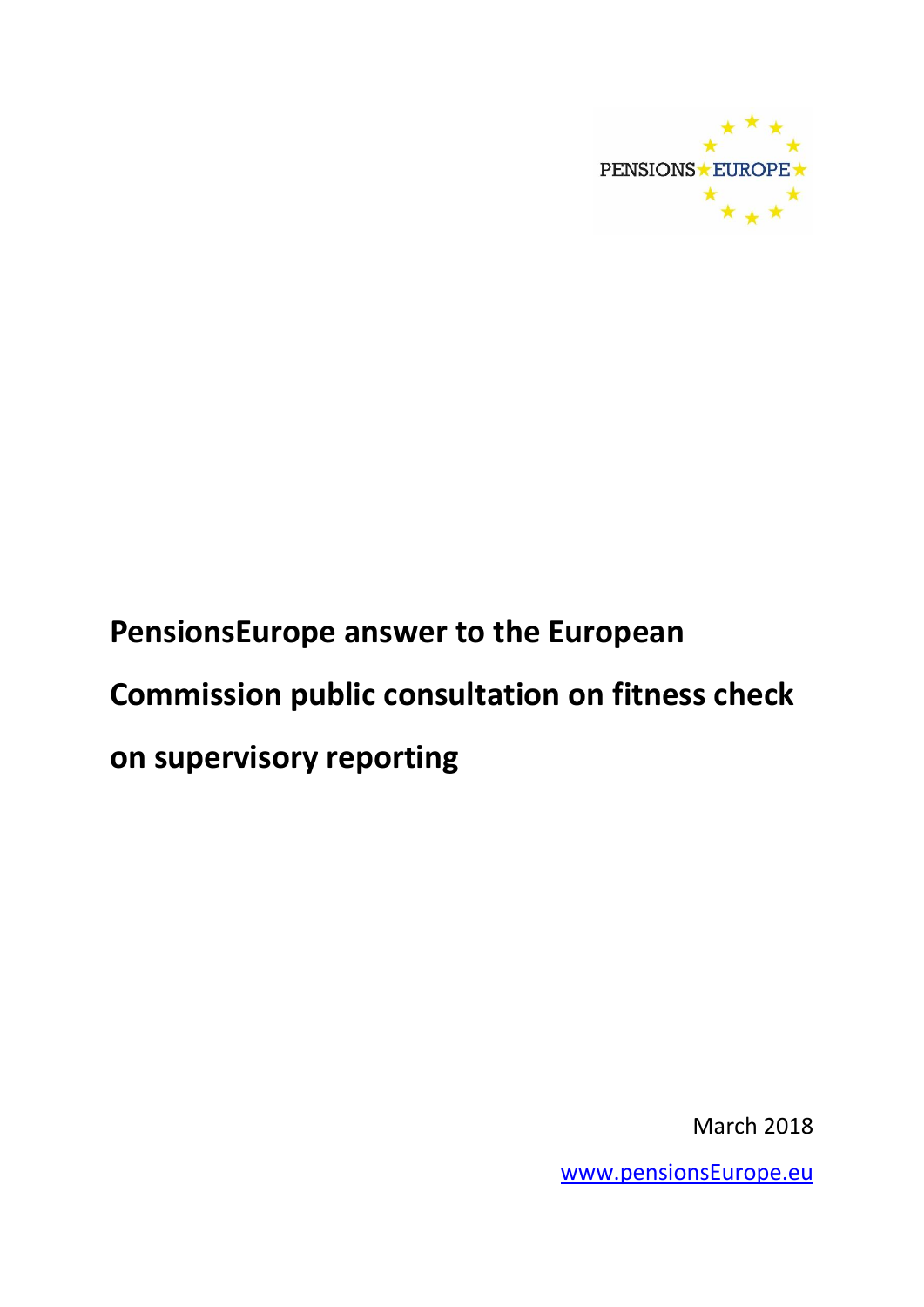PENSIONS EUROPE

# PensionsEurope answer to the European Commission public consultation on fitness check on supervisory reporting

March 2018

[www.pensionsEurope.eu](http://www.pensionsEurope.eu)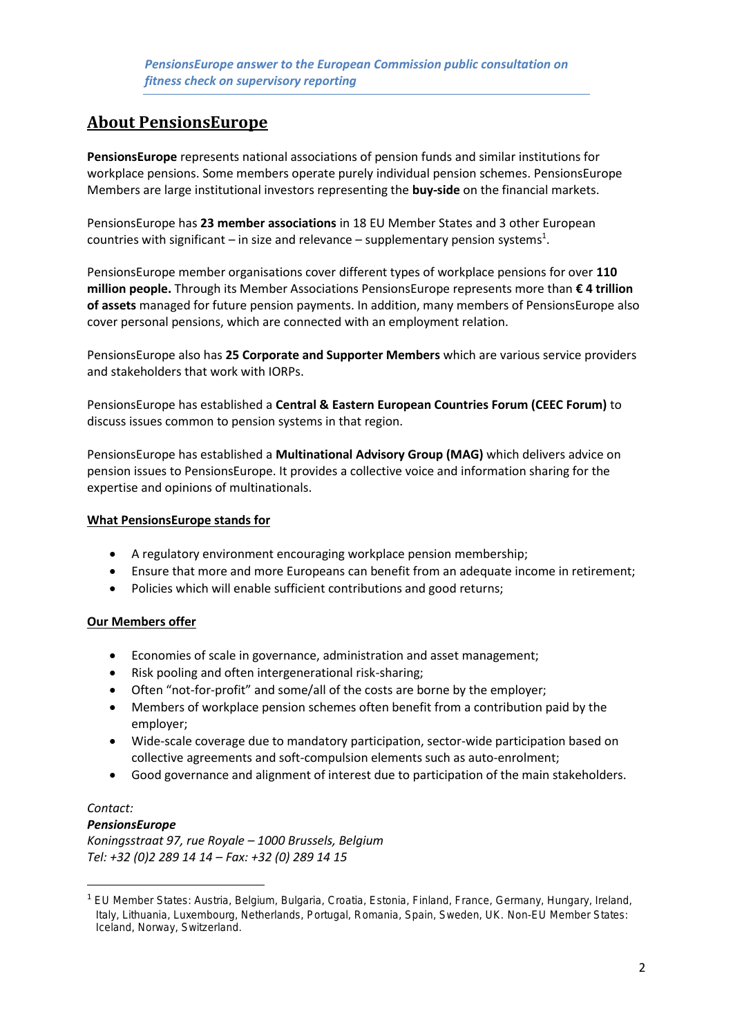*PensionsEurope answer to the European Commission public consultation on fitness check on supervisory reporting*

## About PensionsEurope

**PensionsEurope** represents national associations of pension funds and similar institutions for workplace pensions. Some members operate purely individual pension schemes. PensionsEurope Members are large institutional investors representing the **buy-side** on the financial markets.

PensionsEurope has **23 member associations** in 18 EU Member States and 3 other European countries with significant – in size and relevance – supplementary pension systems[1].

PensionsEurope member organisations cover different types of workplace pensions for over **110 million people.** Through its Member Associations PensionsEurope represents more than **€ 4 trillion of assets** managed for future pension payments. In addition, many members of PensionsEurope also cover personal pensions, which are connected with an employment relation.

PensionsEurope also has **25 Corporate and Supporter Members** which are various service providers and stakeholders that work with IORPs.

PensionsEurope has established a **Central & Eastern European Countries Forum (CEEC Forum)** to discuss issues common to pension systems in that region.

PensionsEurope has established a **Multinational Advisory Group (MAG)** which delivers advice on pension issues to PensionsEurope. It provides a collective voice and information sharing for the expertise and opinions of multinationals.

### What PensionsEurope stands for

- A regulatory environment encouraging workplace pension membership;
- Ensure that more and more Europeans can benefit from an adequate income in retirement;
- Policies which will enable sufficient contributions and good returns;

### Our Members offer

- Economies of scale in governance, administration and asset management;
- Risk pooling and often intergenerational risk-sharing;
- Often "not-for-profit" and some/all of the costs are borne by the employer;
- Members of workplace pension schemes often benefit from a contribution paid by the employer;
- Wide-scale coverage due to mandatory participation, sector-wide participation based on collective agreements and soft-compulsion elements such as auto-enrolment;
- Good governance and alignment of interest due to participation of the main stakeholders.

*Contact:*
***PensionsEurope***
*Koningsstraat 97, rue Royale – 1000 Brussels, Belgium*
*Tel: +32 (0)2 289 14 14 – Fax: +32 (0) 289 14 15*

[1] EU Member States: Austria, Belgium, Bulgaria, Croatia, Estonia, Finland, France, Germany, Hungary, Ireland, Italy, Lithuania, Luxembourg, Netherlands, Portugal, Romania, Spain, Sweden, UK. Non-EU Member States: Iceland, Norway, Switzerland.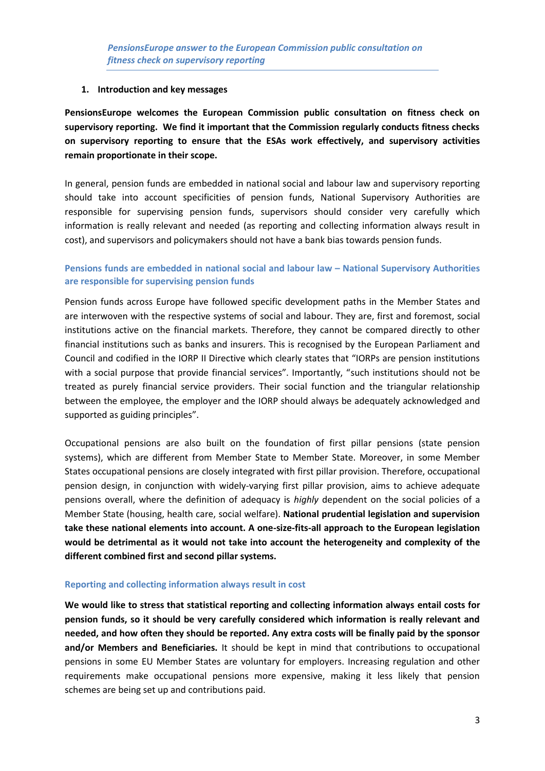*PensionsEurope answer to the European Commission public consultation on fitness check on supervisory reporting*

## 1. Introduction and key messages

**PensionsEurope welcomes the European Commission public consultation on fitness check on supervisory reporting. We find it important that the Commission regularly conducts fitness checks on supervisory reporting to ensure that the ESAs work effectively, and supervisory activities remain proportionate in their scope.**

In general, pension funds are embedded in national social and labour law and supervisory reporting should take into account specificities of pension funds, National Supervisory Authorities are responsible for supervising pension funds, supervisors should consider very carefully which information is really relevant and needed (as reporting and collecting information always result in cost), and supervisors and policymakers should not have a bank bias towards pension funds.

### Pensions funds are embedded in national social and labour law – National Supervisory Authorities are responsible for supervising pension funds

Pension funds across Europe have followed specific development paths in the Member States and are interwoven with the respective systems of social and labour. They are, first and foremost, social institutions active on the financial markets. Therefore, they cannot be compared directly to other financial institutions such as banks and insurers. This is recognised by the European Parliament and Council and codified in the IORP II Directive which clearly states that "IORPs are pension institutions with a social purpose that provide financial services". Importantly, "such institutions should not be treated as purely financial service providers. Their social function and the triangular relationship between the employee, the employer and the IORP should always be adequately acknowledged and supported as guiding principles".

Occupational pensions are also built on the foundation of first pillar pensions (state pension systems), which are different from Member State to Member State. Moreover, in some Member States occupational pensions are closely integrated with first pillar provision. Therefore, occupational pension design, in conjunction with widely-varying first pillar provision, aims to achieve adequate pensions overall, where the definition of adequacy is *highly* dependent on the social policies of a Member State (housing, health care, social welfare). **National prudential legislation and supervision take these national elements into account. A one-size-fits-all approach to the European legislation would be detrimental as it would not take into account the heterogeneity and complexity of the different combined first and second pillar systems.**

### Reporting and collecting information always result in cost

**We would like to stress that statistical reporting and collecting information always entail costs for pension funds, so it should be very carefully considered which information is really relevant and needed, and how often they should be reported. Any extra costs will be finally paid by the sponsor and/or Members and Beneficiaries.** It should be kept in mind that contributions to occupational pensions in some EU Member States are voluntary for employers. Increasing regulation and other requirements make occupational pensions more expensive, making it less likely that pension schemes are being set up and contributions paid.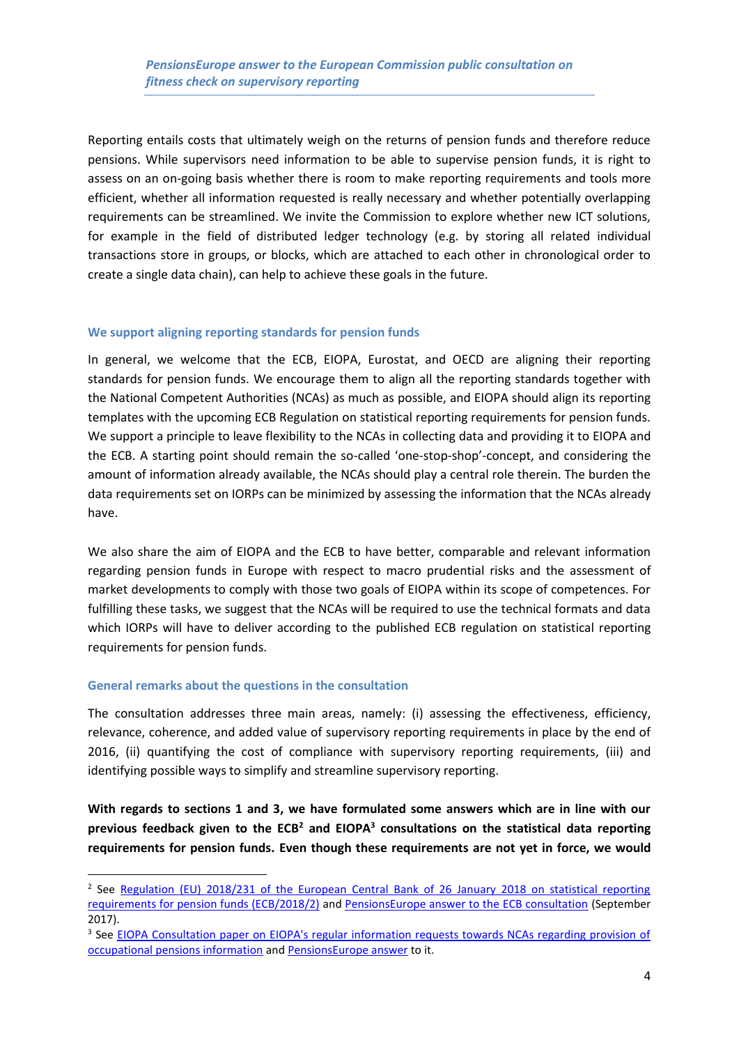Reporting entails costs that ultimately weigh on the returns of pension funds and therefore reduce pensions. While supervisors need information to be able to supervise pension funds, it is right to assess on an on-going basis whether there is room to make reporting requirements and tools more efficient, whether all information requested is really necessary and whether potentially overlapping requirements can be streamlined. We invite the Commission to explore whether new ICT solutions, for example in the field of distributed ledger technology (e.g. by storing all related individual transactions store in groups, or blocks, which are attached to each other in chronological order to create a single data chain), can help to achieve these goals in the future.

## We support aligning reporting standards for pension funds

In general, we welcome that the ECB, EIOPA, Eurostat, and OECD are aligning their reporting standards for pension funds. We encourage them to align all the reporting standards together with the National Competent Authorities (NCAs) as much as possible, and EIOPA should align its reporting templates with the upcoming ECB Regulation on statistical reporting requirements for pension funds. We support a principle to leave flexibility to the NCAs in collecting data and providing it to EIOPA and the ECB. A starting point should remain the so-called 'one-stop-shop'-concept, and considering the amount of information already available, the NCAs should play a central role therein. The burden the data requirements set on IORPs can be minimized by assessing the information that the NCAs already have.

We also share the aim of EIOPA and the ECB to have better, comparable and relevant information regarding pension funds in Europe with respect to macro prudential risks and the assessment of market developments to comply with those two goals of EIOPA within its scope of competences. For fulfilling these tasks, we suggest that the NCAs will be required to use the technical formats and data which IORPs will have to deliver according to the published ECB regulation on statistical reporting requirements for pension funds.

## General remarks about the questions in the consultation

The consultation addresses three main areas, namely: (i) assessing the effectiveness, efficiency, relevance, coherence, and added value of supervisory reporting requirements in place by the end of 2016, (ii) quantifying the cost of compliance with supervisory reporting requirements, (iii) and identifying possible ways to simplify and streamline supervisory reporting.

**With regards to sections 1 and 3, we have formulated some answers which are in line with our previous feedback given to the ECB[2] and EIOPA[3] consultations on the statistical data reporting requirements for pension funds. Even though these requirements are not yet in force, we would**

[2] See Regulation (EU) 2018/231 of the European Central Bank of 26 January 2018 on statistical reporting requirements for pension funds (ECB/2018/2) and PensionsEurope answer to the ECB consultation (September 2017).

[3] See EIOPA Consultation paper on EIOPA's regular information requests towards NCAs regarding provision of occupational pensions information and PensionsEurope answer to it.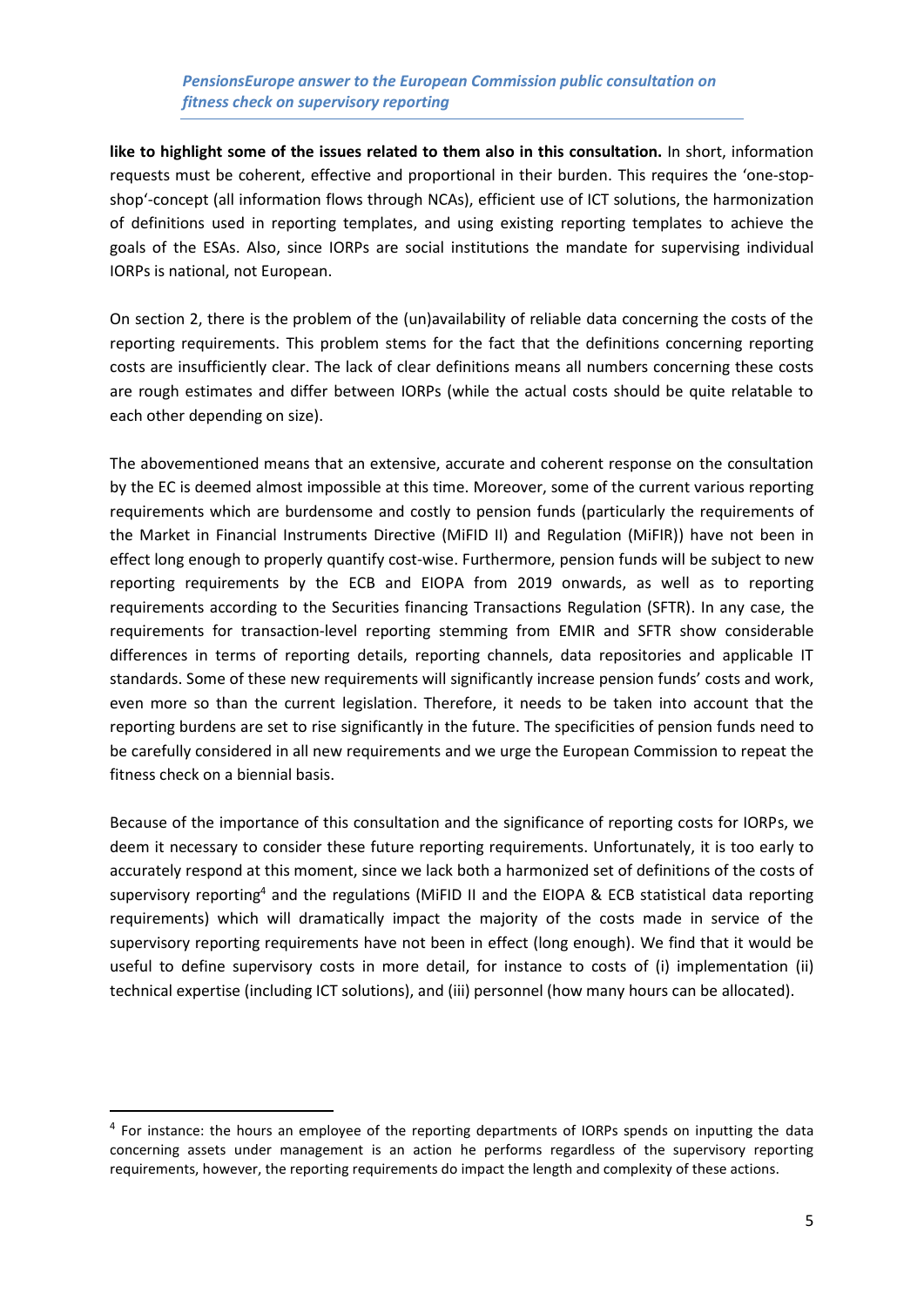**like to highlight some of the issues related to them also in this consultation.** In short, information requests must be coherent, effective and proportional in their burden. This requires the 'one-stop-shop'-concept (all information flows through NCAs), efficient use of ICT solutions, the harmonization of definitions used in reporting templates, and using existing reporting templates to achieve the goals of the ESAs. Also, since IORPs are social institutions the mandate for supervising individual IORPs is national, not European.

On section 2, there is the problem of the (un)availability of reliable data concerning the costs of the reporting requirements. This problem stems for the fact that the definitions concerning reporting costs are insufficiently clear. The lack of clear definitions means all numbers concerning these costs are rough estimates and differ between IORPs (while the actual costs should be quite relatable to each other depending on size).

The abovementioned means that an extensive, accurate and coherent response on the consultation by the EC is deemed almost impossible at this time. Moreover, some of the current various reporting requirements which are burdensome and costly to pension funds (particularly the requirements of the Market in Financial Instruments Directive (MiFID II) and Regulation (MiFIR)) have not been in effect long enough to properly quantify cost-wise. Furthermore, pension funds will be subject to new reporting requirements by the ECB and EIOPA from 2019 onwards, as well as to reporting requirements according to the Securities financing Transactions Regulation (SFTR). In any case, the requirements for transaction-level reporting stemming from EMIR and SFTR show considerable differences in terms of reporting details, reporting channels, data repositories and applicable IT standards. Some of these new requirements will significantly increase pension funds' costs and work, even more so than the current legislation. Therefore, it needs to be taken into account that the reporting burdens are set to rise significantly in the future. The specificities of pension funds need to be carefully considered in all new requirements and we urge the European Commission to repeat the fitness check on a biennial basis.

Because of the importance of this consultation and the significance of reporting costs for IORPs, we deem it necessary to consider these future reporting requirements. Unfortunately, it is too early to accurately respond at this moment, since we lack both a harmonized set of definitions of the costs of supervisory reporting[4] and the regulations (MiFID II and the EIOPA & ECB statistical data reporting requirements) which will dramatically impact the majority of the costs made in service of the supervisory reporting requirements have not been in effect (long enough). We find that it would be useful to define supervisory costs in more detail, for instance to costs of (i) implementation (ii) technical expertise (including ICT solutions), and (iii) personnel (how many hours can be allocated).

---

[4] For instance: the hours an employee of the reporting departments of IORPs spends on inputting the data concerning assets under management is an action he performs regardless of the supervisory reporting requirements, however, the reporting requirements do impact the length and complexity of these actions.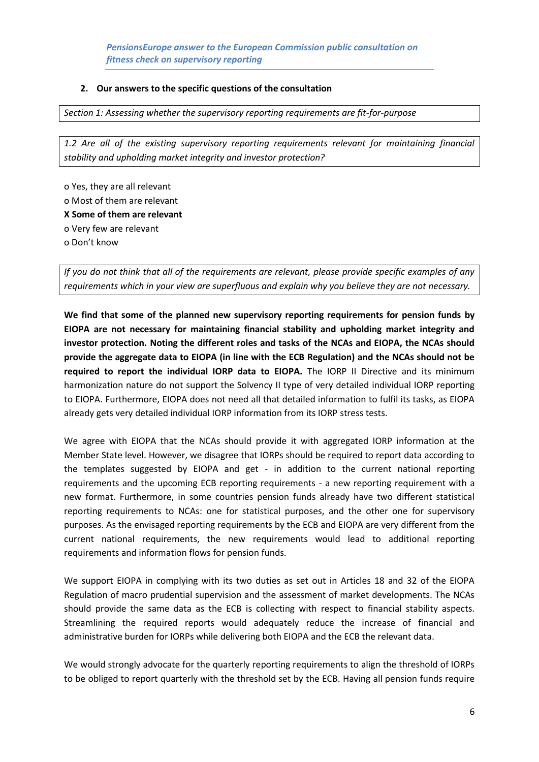## 2. Our answers to the specific questions of the consultation

*Section 1: Assessing whether the supervisory reporting requirements are fit-for-purpose*

*1.2 Are all of the existing supervisory reporting requirements relevant for maintaining financial stability and upholding market integrity and investor protection?*

o Yes, they are all relevant
o Most of them are relevant
**X Some of them are relevant**
o Very few are relevant
o Don't know

*If you do not think that all of the requirements are relevant, please provide specific examples of any requirements which in your view are superfluous and explain why you believe they are not necessary.*

**We find that some of the planned new supervisory reporting requirements for pension funds by EIOPA are not necessary for maintaining financial stability and upholding market integrity and investor protection. Noting the different roles and tasks of the NCAs and EIOPA, the NCAs should provide the aggregate data to EIOPA (in line with the ECB Regulation) and the NCAs should not be required to report the individual IORP data to EIOPA.** The IORP II Directive and its minimum harmonization nature do not support the Solvency II type of very detailed individual IORP reporting to EIOPA. Furthermore, EIOPA does not need all that detailed information to fulfil its tasks, as EIOPA already gets very detailed individual IORP information from its IORP stress tests.

We agree with EIOPA that the NCAs should provide it with aggregated IORP information at the Member State level. However, we disagree that IORPs should be required to report data according to the templates suggested by EIOPA and get - in addition to the current national reporting requirements and the upcoming ECB reporting requirements - a new reporting requirement with a new format. Furthermore, in some countries pension funds already have two different statistical reporting requirements to NCAs: one for statistical purposes, and the other one for supervisory purposes. As the envisaged reporting requirements by the ECB and EIOPA are very different from the current national requirements, the new requirements would lead to additional reporting requirements and information flows for pension funds.

We support EIOPA in complying with its two duties as set out in Articles 18 and 32 of the EIOPA Regulation of macro prudential supervision and the assessment of market developments. The NCAs should provide the same data as the ECB is collecting with respect to financial stability aspects. Streamlining the required reports would adequately reduce the increase of financial and administrative burden for IORPs while delivering both EIOPA and the ECB the relevant data.

We would strongly advocate for the quarterly reporting requirements to align the threshold of IORPs to be obliged to report quarterly with the threshold set by the ECB. Having all pension funds require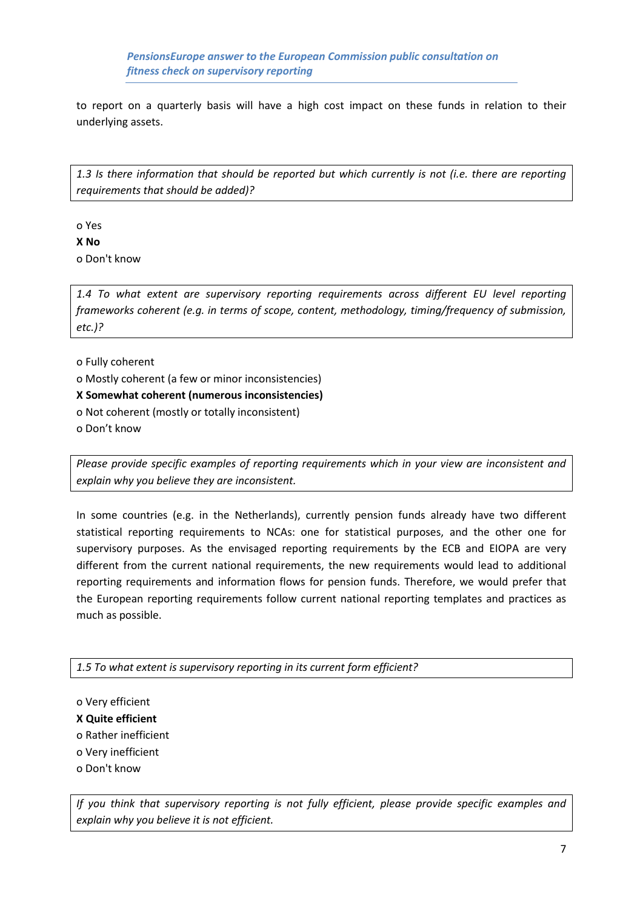to report on a quarterly basis will have a high cost impact on these funds in relation to their underlying assets.

*1.3 Is there information that should be reported but which currently is not (i.e. there are reporting requirements that should be added)?*

o Yes
**X No**
o Don't know

*1.4 To what extent are supervisory reporting requirements across different EU level reporting frameworks coherent (e.g. in terms of scope, content, methodology, timing/frequency of submission, etc.)?*

o Fully coherent
o Mostly coherent (a few or minor inconsistencies)
**X Somewhat coherent (numerous inconsistencies)**
o Not coherent (mostly or totally inconsistent)
o Don't know

*Please provide specific examples of reporting requirements which in your view are inconsistent and explain why you believe they are inconsistent.*

In some countries (e.g. in the Netherlands), currently pension funds already have two different statistical reporting requirements to NCAs: one for statistical purposes, and the other one for supervisory purposes. As the envisaged reporting requirements by the ECB and EIOPA are very different from the current national requirements, the new requirements would lead to additional reporting requirements and information flows for pension funds. Therefore, we would prefer that the European reporting requirements follow current national reporting templates and practices as much as possible.

*1.5 To what extent is supervisory reporting in its current form efficient?*

o Very efficient
**X Quite efficient**
o Rather inefficient
o Very inefficient
o Don't know

*If you think that supervisory reporting is not fully efficient, please provide specific examples and explain why you believe it is not efficient.*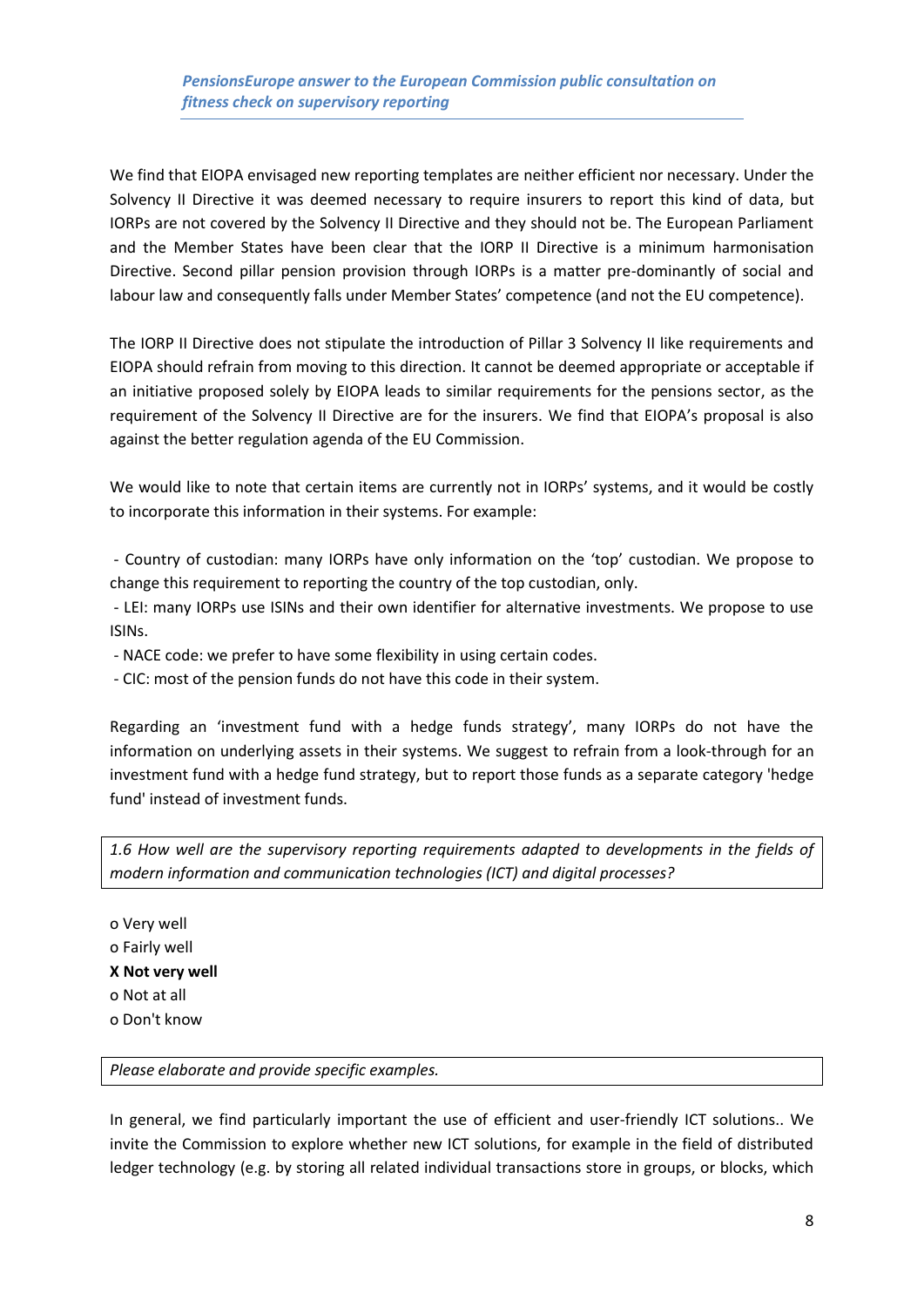We find that EIOPA envisaged new reporting templates are neither efficient nor necessary. Under the Solvency II Directive it was deemed necessary to require insurers to report this kind of data, but IORPs are not covered by the Solvency II Directive and they should not be. The European Parliament and the Member States have been clear that the IORP II Directive is a minimum harmonisation Directive. Second pillar pension provision through IORPs is a matter pre-dominantly of social and labour law and consequently falls under Member States' competence (and not the EU competence).

The IORP II Directive does not stipulate the introduction of Pillar 3 Solvency II like requirements and EIOPA should refrain from moving to this direction. It cannot be deemed appropriate or acceptable if an initiative proposed solely by EIOPA leads to similar requirements for the pensions sector, as the requirement of the Solvency II Directive are for the insurers. We find that EIOPA's proposal is also against the better regulation agenda of the EU Commission.

We would like to note that certain items are currently not in IORPs' systems, and it would be costly to incorporate this information in their systems. For example:

- Country of custodian: many IORPs have only information on the 'top' custodian. We propose to change this requirement to reporting the country of the top custodian, only.
- LEI: many IORPs use ISINs and their own identifier for alternative investments. We propose to use ISINs.
- NACE code: we prefer to have some flexibility in using certain codes.
- CIC: most of the pension funds do not have this code in their system.

Regarding an 'investment fund with a hedge funds strategy', many IORPs do not have the information on underlying assets in their systems. We suggest to refrain from a look-through for an investment fund with a hedge fund strategy, but to report those funds as a separate category 'hedge fund' instead of investment funds.

*1.6 How well are the supervisory reporting requirements adapted to developments in the fields of modern information and communication technologies (ICT) and digital processes?*

o Very well
o Fairly well
**X Not very well**
o Not at all
o Don't know

*Please elaborate and provide specific examples.*

In general, we find particularly important the use of efficient and user-friendly ICT solutions.. We invite the Commission to explore whether new ICT solutions, for example in the field of distributed ledger technology (e.g. by storing all related individual transactions store in groups, or blocks, which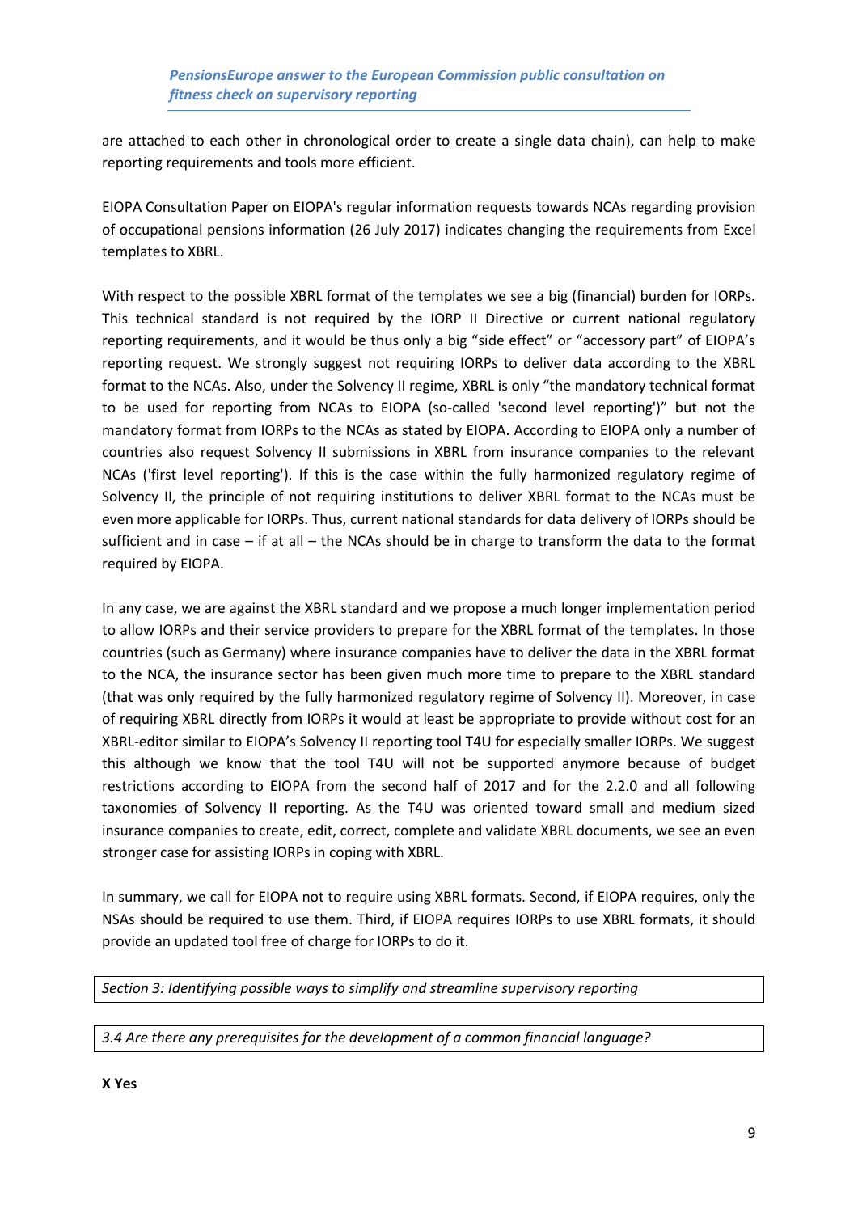are attached to each other in chronological order to create a single data chain), can help to make reporting requirements and tools more efficient.

EIOPA Consultation Paper on EIOPA's regular information requests towards NCAs regarding provision of occupational pensions information (26 July 2017) indicates changing the requirements from Excel templates to XBRL.

With respect to the possible XBRL format of the templates we see a big (financial) burden for IORPs. This technical standard is not required by the IORP II Directive or current national regulatory reporting requirements, and it would be thus only a big "side effect" or "accessory part" of EIOPA's reporting request. We strongly suggest not requiring IORPs to deliver data according to the XBRL format to the NCAs. Also, under the Solvency II regime, XBRL is only "the mandatory technical format to be used for reporting from NCAs to EIOPA (so-called 'second level reporting')" but not the mandatory format from IORPs to the NCAs as stated by EIOPA. According to EIOPA only a number of countries also request Solvency II submissions in XBRL from insurance companies to the relevant NCAs ('first level reporting'). If this is the case within the fully harmonized regulatory regime of Solvency II, the principle of not requiring institutions to deliver XBRL format to the NCAs must be even more applicable for IORPs. Thus, current national standards for data delivery of IORPs should be sufficient and in case – if at all – the NCAs should be in charge to transform the data to the format required by EIOPA.

In any case, we are against the XBRL standard and we propose a much longer implementation period to allow IORPs and their service providers to prepare for the XBRL format of the templates. In those countries (such as Germany) where insurance companies have to deliver the data in the XBRL format to the NCA, the insurance sector has been given much more time to prepare to the XBRL standard (that was only required by the fully harmonized regulatory regime of Solvency II). Moreover, in case of requiring XBRL directly from IORPs it would at least be appropriate to provide without cost for an XBRL-editor similar to EIOPA's Solvency II reporting tool T4U for especially smaller IORPs. We suggest this although we know that the tool T4U will not be supported anymore because of budget restrictions according to EIOPA from the second half of 2017 and for the 2.2.0 and all following taxonomies of Solvency II reporting. As the T4U was oriented toward small and medium sized insurance companies to create, edit, correct, complete and validate XBRL documents, we see an even stronger case for assisting IORPs in coping with XBRL.

In summary, we call for EIOPA not to require using XBRL formats. Second, if EIOPA requires, only the NSAs should be required to use them. Third, if EIOPA requires IORPs to use XBRL formats, it should provide an updated tool free of charge for IORPs to do it.

*Section 3: Identifying possible ways to simplify and streamline supervisory reporting*

*3.4 Are there any prerequisites for the development of a common financial language?*

**X Yes**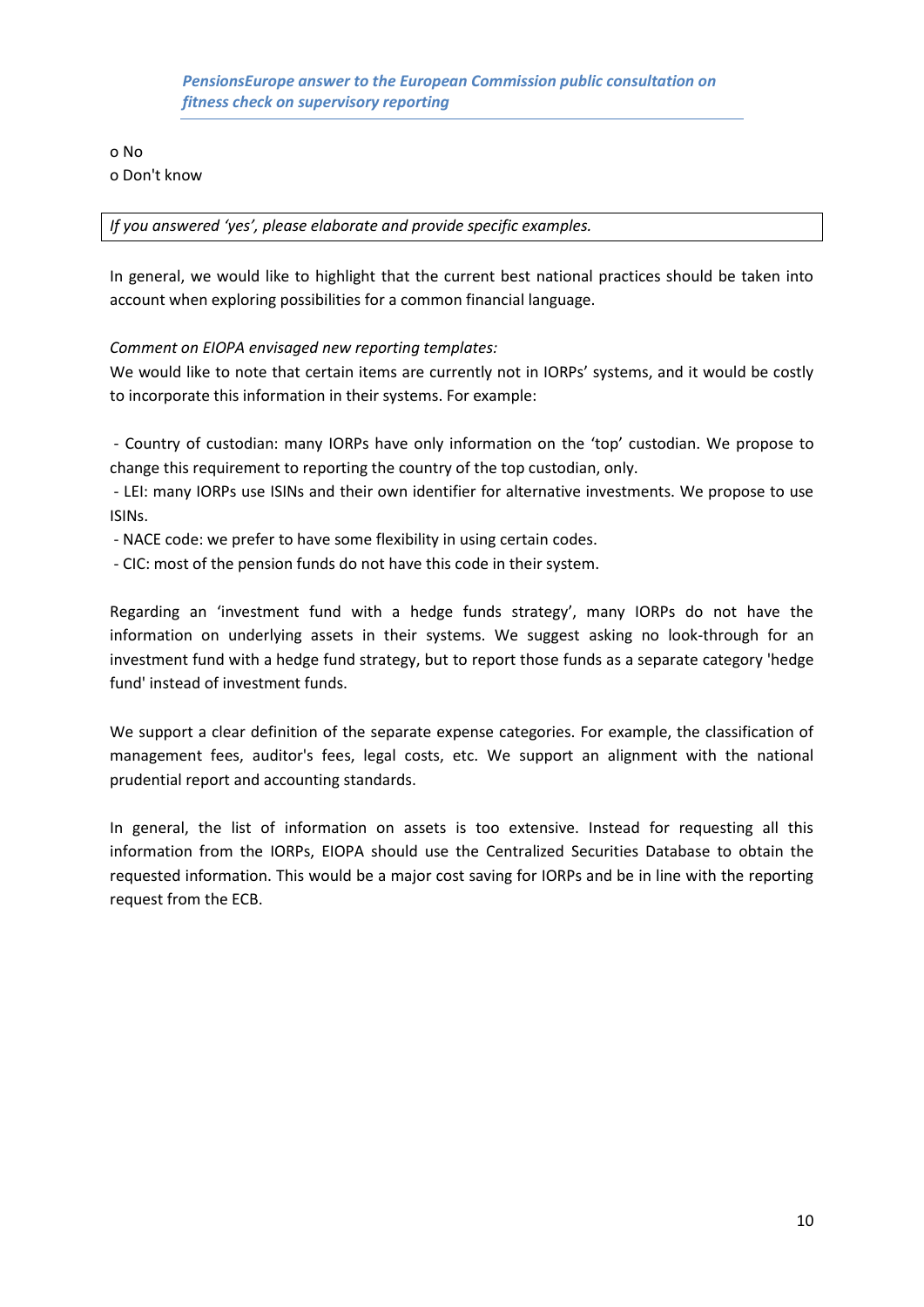o No
o Don't know

*If you answered 'yes', please elaborate and provide specific examples.*

In general, we would like to highlight that the current best national practices should be taken into account when exploring possibilities for a common financial language.

*Comment on EIOPA envisaged new reporting templates:*
We would like to note that certain items are currently not in IORPs' systems, and it would be costly to incorporate this information in their systems. For example:

- Country of custodian: many IORPs have only information on the 'top' custodian. We propose to change this requirement to reporting the country of the top custodian, only.
- LEI: many IORPs use ISINs and their own identifier for alternative investments. We propose to use ISINs.
- NACE code: we prefer to have some flexibility in using certain codes.
- CIC: most of the pension funds do not have this code in their system.

Regarding an 'investment fund with a hedge funds strategy', many IORPs do not have the information on underlying assets in their systems. We suggest asking no look-through for an investment fund with a hedge fund strategy, but to report those funds as a separate category 'hedge fund' instead of investment funds.

We support a clear definition of the separate expense categories. For example, the classification of management fees, auditor's fees, legal costs, etc. We support an alignment with the national prudential report and accounting standards.

In general, the list of information on assets is too extensive. Instead for requesting all this information from the IORPs, EIOPA should use the Centralized Securities Database to obtain the requested information. This would be a major cost saving for IORPs and be in line with the reporting request from the ECB.